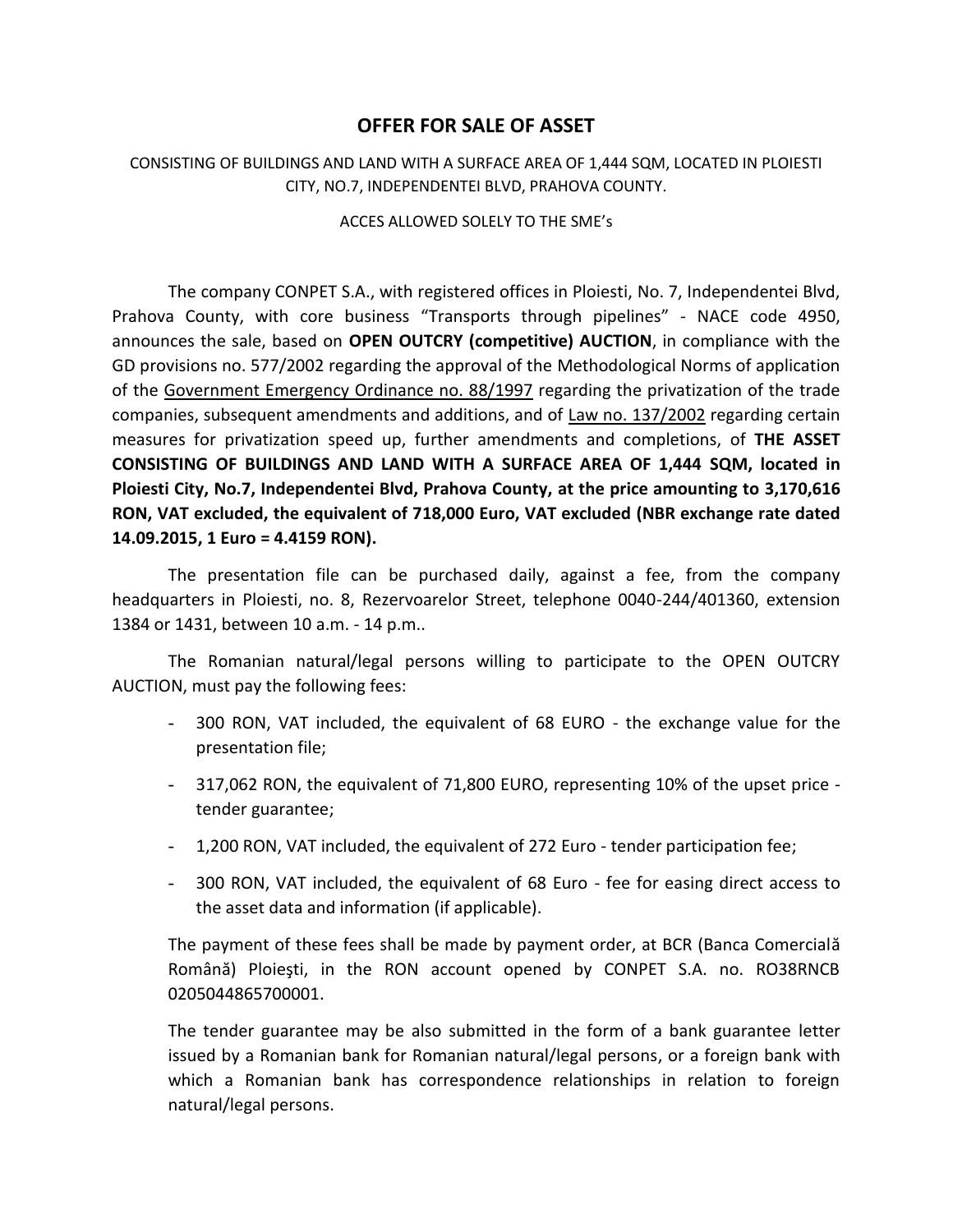# OFFER FOR SALE OF ASSET

CONSISTING OF BUILDINGS AND LAND WITH A SURFACE AREA OF 1,444 SQM, LOCATED IN PLOIESTI CITY, NO.7, INDEPENDENTEI BLVD, PRAHOVA COUNTY.

ACCES ALLOWED SOLELY TO THE SME's

The company CONPET S.A., with registered offices in Ploiesti, No. 7, Independentei Blvd, Prahova County, with core business "Transports through pipelines" - NACE code 4950, announces the sale, based on **OPEN OUTCRY (competitive) AUCTION**, in compliance with the GD provisions no. 577/2002 regarding the approval of the Methodological Norms of application of the Government Emergency Ordinance no. 88/1997 regarding the privatization of the trade companies, subsequent amendments and additions, and of Law no. 137/2002 regarding certain measures for privatization speed up, further amendments and completions, of **THE ASSET CONSISTING OF BUILDINGS AND LAND WITH A SURFACE AREA OF 1,444 SQM, located in Ploiesti City, No.7, Independentei Blvd, Prahova County, at the price amounting to 3,170,616 RON, VAT excluded, the equivalent of 718,000 Euro, VAT excluded (NBR exchange rate dated 14.09.2015, 1 Euro = 4.4159 RON).**

The presentation file can be purchased daily, against a fee, from the company headquarters in Ploiesti, no. 8, Rezervoarelor Street, telephone 0040-244/401360, extension 1384 or 1431, between 10 a.m. - 14 p.m..

The Romanian natural/legal persons willing to participate to the OPEN OUTCRY AUCTION, must pay the following fees:

- 300 RON, VAT included, the equivalent of 68 EURO - the exchange value for the presentation file;
- 317,062 RON, the equivalent of 71,800 EURO, representing 10% of the upset price - tender guarantee;
- 1,200 RON, VAT included, the equivalent of 272 Euro - tender participation fee;
- 300 RON, VAT included, the equivalent of 68 Euro - fee for easing direct access to the asset data and information (if applicable).

The payment of these fees shall be made by payment order, at BCR (Banca Comercială Română) Ploieşti, in the RON account opened by CONPET S.A. no. RO38RNCB 0205044865700001.

The tender guarantee may be also submitted in the form of a bank guarantee letter issued by a Romanian bank for Romanian natural/legal persons, or a foreign bank with which a Romanian bank has correspondence relationships in relation to foreign natural/legal persons.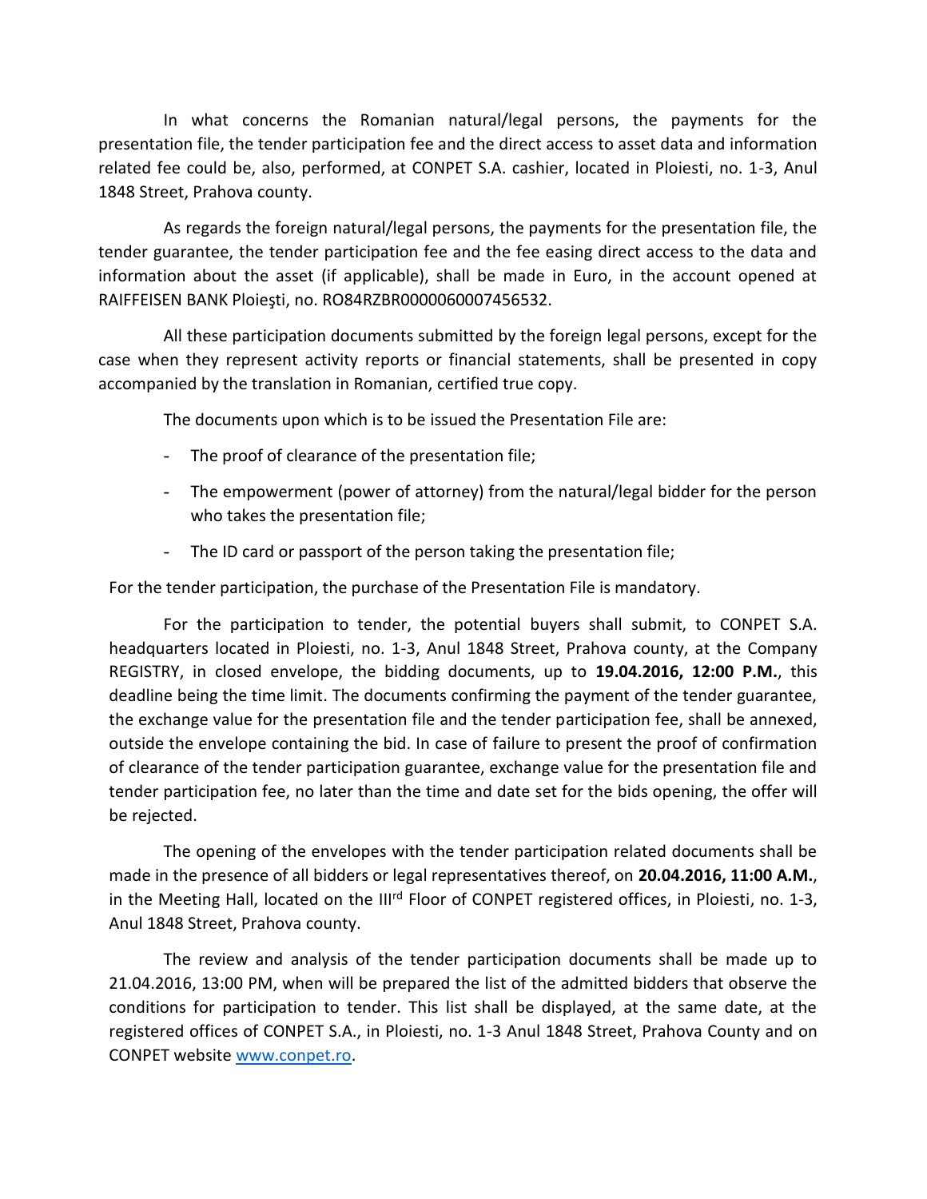In what concerns the Romanian natural/legal persons, the payments for the presentation file, the tender participation fee and the direct access to asset data and information related fee could be, also, performed, at CONPET S.A. cashier, located in Ploiesti, no. 1-3, Anul 1848 Street, Prahova county.

As regards the foreign natural/legal persons, the payments for the presentation file, the tender guarantee, the tender participation fee and the fee easing direct access to the data and information about the asset (if applicable), shall be made in Euro, in the account opened at RAIFFEISEN BANK Ploieşti, no. RO84RZBR0000060007456532.

All these participation documents submitted by the foreign legal persons, except for the case when they represent activity reports or financial statements, shall be presented in copy accompanied by the translation in Romanian, certified true copy.

The documents upon which is to be issued the Presentation File are:

- The proof of clearance of the presentation file;
- The empowerment (power of attorney) from the natural/legal bidder for the person who takes the presentation file;
- The ID card or passport of the person taking the presentation file;

For the tender participation, the purchase of the Presentation File is mandatory.

For the participation to tender, the potential buyers shall submit, to CONPET S.A. headquarters located in Ploiesti, no. 1-3, Anul 1848 Street, Prahova county, at the Company REGISTRY, in closed envelope, the bidding documents, up to **19.04.2016, 12:00 P.M.**, this deadline being the time limit. The documents confirming the payment of the tender guarantee, the exchange value for the presentation file and the tender participation fee, shall be annexed, outside the envelope containing the bid. In case of failure to present the proof of confirmation of clearance of the tender participation guarantee, exchange value for the presentation file and tender participation fee, no later than the time and date set for the bids opening, the offer will be rejected.

The opening of the envelopes with the tender participation related documents shall be made in the presence of all bidders or legal representatives thereof, on **20.04.2016, 11:00 A.M.**, in the Meeting Hall, located on the III[rd] Floor of CONPET registered offices, in Ploiesti, no. 1-3, Anul 1848 Street, Prahova county.

The review and analysis of the tender participation documents shall be made up to 21.04.2016, 13:00 PM, when will be prepared the list of the admitted bidders that observe the conditions for participation to tender. This list shall be displayed, at the same date, at the registered offices of CONPET S.A., in Ploiesti, no. 1-3 Anul 1848 Street, Prahova County and on CONPET website www.conpet.ro.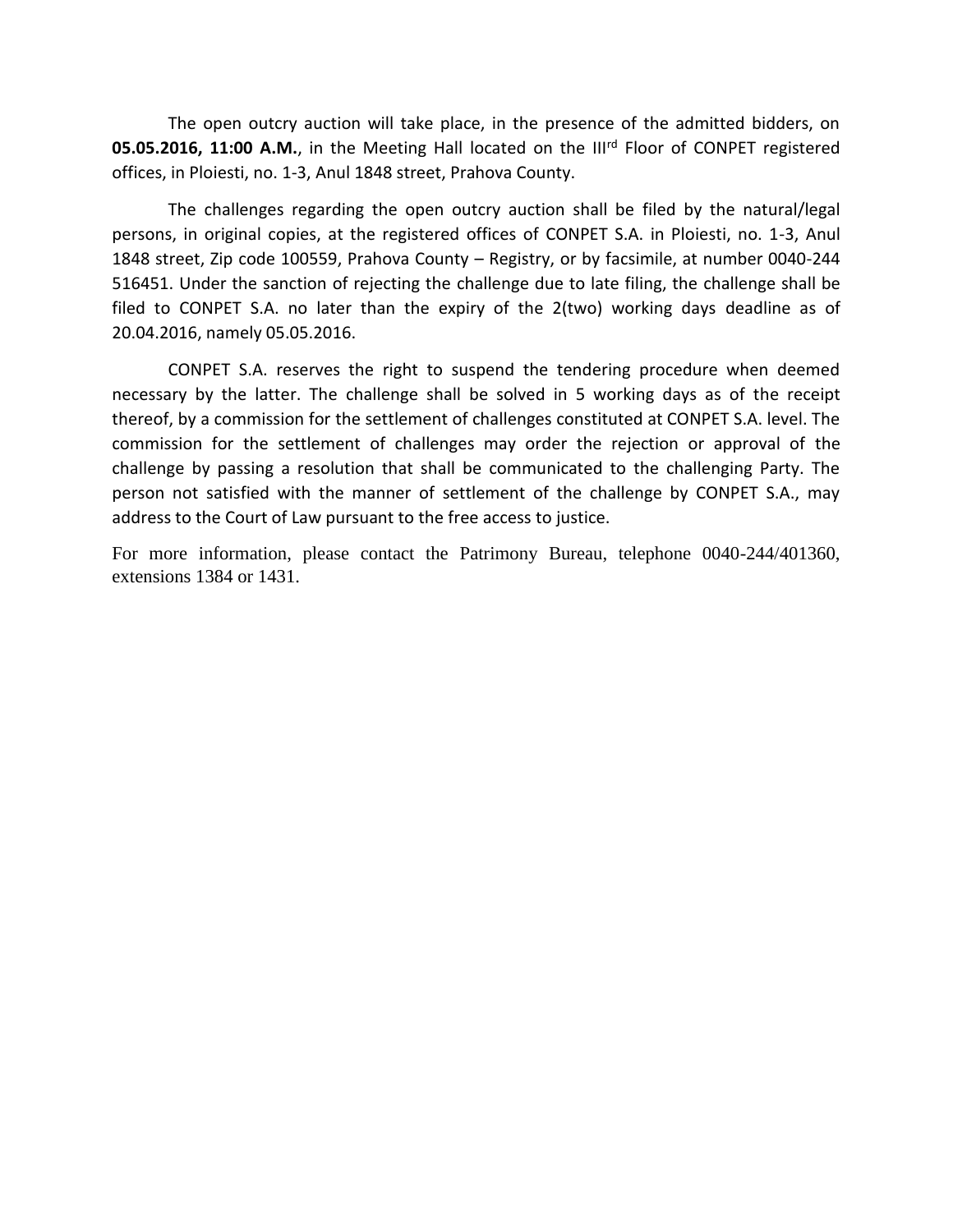The open outcry auction will take place, in the presence of the admitted bidders, on **05.05.2016, 11:00 A.M.**, in the Meeting Hall located on the III[rd] Floor of CONPET registered offices, in Ploiesti, no. 1-3, Anul 1848 street, Prahova County.

The challenges regarding the open outcry auction shall be filed by the natural/legal persons, in original copies, at the registered offices of CONPET S.A. in Ploiesti, no. 1-3, Anul 1848 street, Zip code 100559, Prahova County – Registry, or by facsimile, at number 0040-244 516451. Under the sanction of rejecting the challenge due to late filing, the challenge shall be filed to CONPET S.A. no later than the expiry of the 2(two) working days deadline as of 20.04.2016, namely 05.05.2016.

CONPET S.A. reserves the right to suspend the tendering procedure when deemed necessary by the latter. The challenge shall be solved in 5 working days as of the receipt thereof, by a commission for the settlement of challenges constituted at CONPET S.A. level. The commission for the settlement of challenges may order the rejection or approval of the challenge by passing a resolution that shall be communicated to the challenging Party. The person not satisfied with the manner of settlement of the challenge by CONPET S.A., may address to the Court of Law pursuant to the free access to justice.

For more information, please contact the Patrimony Bureau, telephone 0040-244/401360, extensions 1384 or 1431.